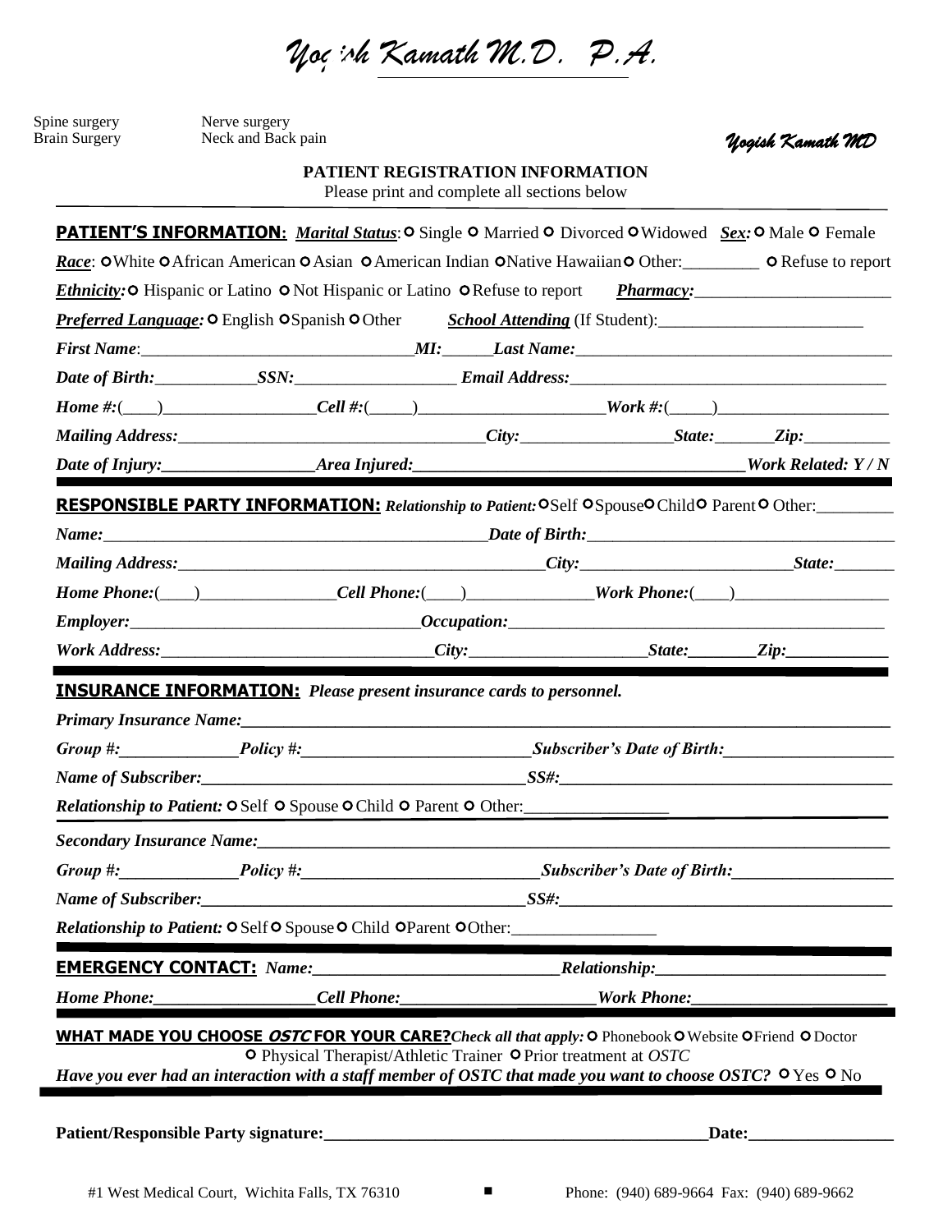# Yogish Kamath M.D. P.A.

Spine surgery Nerve surgery
Brain Surgery Neck and Back pain

*Yogish Kamath MD*

**PATIENT REGISTRATION INFORMATION**
Please print and complete all sections below

**PATIENT'S INFORMATION:** ***Marital Status***: ○ Single ○ Married ○ Divorced ○ Widowed ***Sex:*** ○ Male ○ Female

***Race***: ○ White ○ African American ○ Asian ○ American Indian ○ Native Hawaiian ○ Other:_________ ○ Refuse to report

***Ethnicity:*** ○ Hispanic or Latino ○ Not Hispanic or Latino ○ Refuse to report ***Pharmacy:***_______________________

***Preferred Language:*** ○ English ○ Spanish ○ Other ***School Attending*** (If Student):________________________

***First Name***:________________________________ ***MI:***______ ***Last Name:***____________________________________

***Date of Birth:***____________ ***SSN:***___________________ ***Email Address:***____________________________________

***Home #:***(____)__________________ ***Cell #:***(_____)______________________ ***Work #:***(_____)____________________

***Mailing Address:***____________________________________ ***City:***__________________ ***State:***_______ ***Zip:***__________

***Date of Injury:***__________________ ***Area Injured:***______________________________________ ***Work Related: Y / N***

**RESPONSIBLE PARTY INFORMATION:** ***Relationship to Patient:*** ○ Self ○ Spouse ○ Child ○ Parent ○ Other:_________

***Name:***______________________________________________ ***Date of Birth:***___________________________________

***Mailing Address:***__________________________________________ ***City:***________________________ ***State:***_______

***Home Phone:***(____)________________ ***Cell Phone:***(____)_______________ ***Work Phone:***(____)__________________

***Employer:***__________________________________ ***Occupation:***____________________________________________

***Work Address:***________________________________ ***City:***____________________ ***State:***________ ***Zip:***____________

**INSURANCE INFORMATION:** ***Please present insurance cards to personnel.***

***Primary Insurance Name:***______________________________________________________________________________

***Group #:***______________ ***Policy #:***___________________________ ***Subscriber's Date of Birth:***____________________

***Name of Subscriber:***______________________________________ ***SS#:***_________________________________________

***Relationship to Patient:*** ○ Self ○ Spouse ○ Child ○ Parent ○ Other:_________________

***Secondary Insurance Name:***____________________________________________________________________________

***Group #:***______________ ***Policy #:***____________________________ ***Subscriber's Date of Birth:***___________________

***Name of Subscriber:***______________________________________ ***SS#:***_________________________________________

***Relationship to Patient:*** ○ Self ○ Spouse ○ Child ○ Parent ○ Other:_________________

**EMERGENCY CONTACT:** ***Name:***____________________________ ***Relationship:***__________________________

***Home Phone:***___________________ ***Cell Phone:***______________________ ***Work Phone:***______________________

**WHAT MADE YOU CHOOSE *OSTC* FOR YOUR CARE?** ***Check all that apply:*** ○ Phonebook ○ Website ○ Friend ○ Doctor ○ Physical Therapist/Athletic Trainer ○ Prior treatment at *OSTC*

***Have you ever had an interaction with a staff member of OSTC that made you want to choose OSTC?*** ○ Yes ○ No

**Patient/Responsible Party signature:**_______________________________________________ **Date:**_________________

#1 West Medical Court, Wichita Falls, TX 76310 ■ Phone: (940) 689-9664 Fax: (940) 689-9662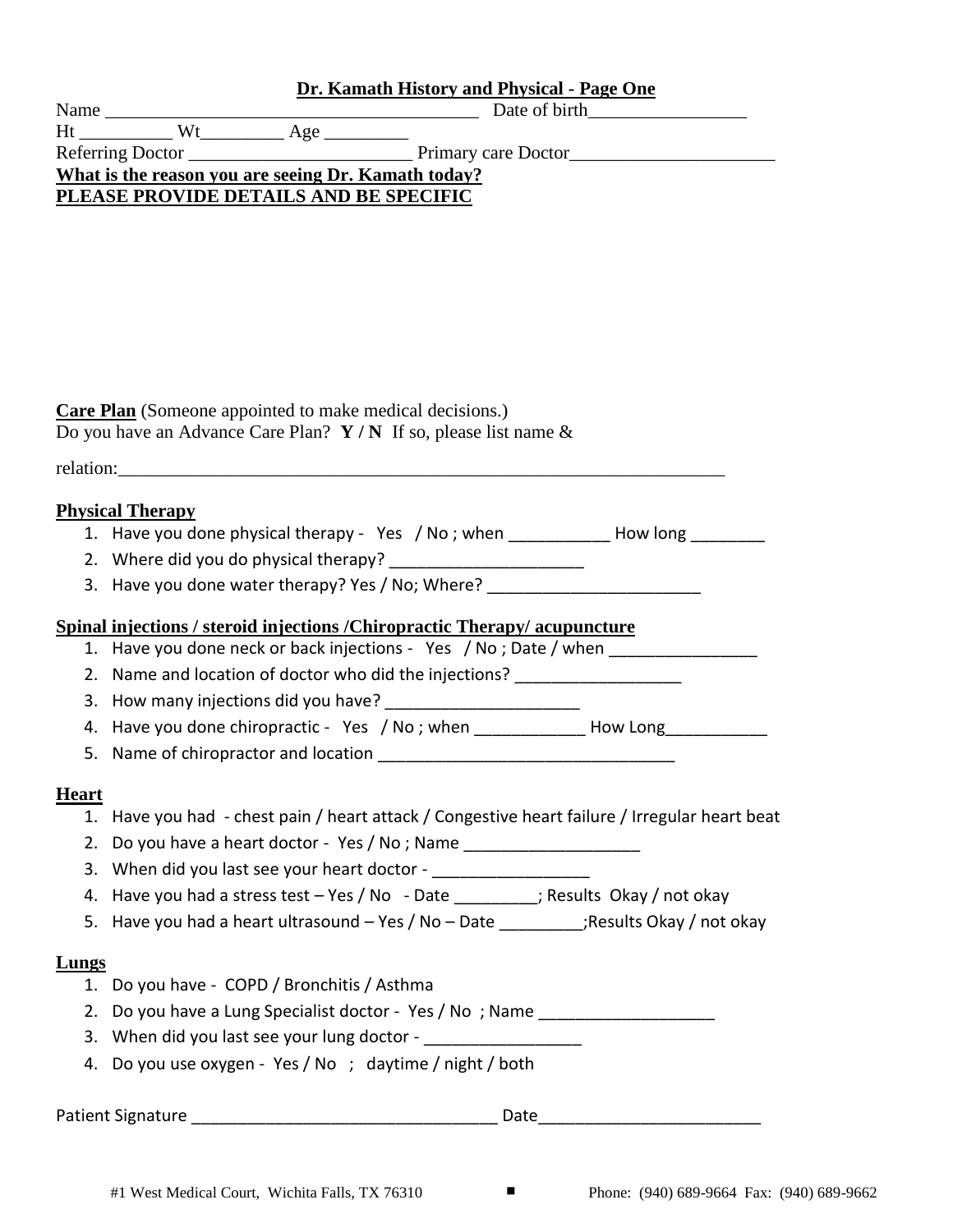**Dr. Kamath History and Physical - Page One**

Name ________________________________________ Date of birth_________________

Ht __________ Wt_________ Age _________

Referring Doctor ________________________ Primary care Doctor______________________

**What is the reason you are seeing Dr. Kamath today?**

**PLEASE PROVIDE DETAILS AND BE SPECIFIC**

**Care Plan** (Someone appointed to make medical decisions.)

Do you have an Advance Care Plan? **Y / N** If so, please list name &

relation:______________________________________________________________________

**Physical Therapy**

1. Have you done physical therapy - Yes / No ; when ___________ How long ________
2. Where did you do physical therapy? _____________________
3. Have you done water therapy? Yes / No; Where? _______________________

**Spinal injections / steroid injections /Chiropractic Therapy/ acupuncture**

1. Have you done neck or back injections - Yes / No ; Date / when ________________
2. Name and location of doctor who did the injections? __________________
3. How many injections did you have? _____________________
4. Have you done chiropractic - Yes / No ; when ____________ How Long___________
5. Name of chiropractor and location _________________________________

**Heart**

1. Have you had - chest pain / heart attack / Congestive heart failure / Irregular heart beat
2. Do you have a heart doctor - Yes / No ; Name ___________________
3. When did you last see your heart doctor - _________________
4. Have you had a stress test – Yes / No - Date _________; Results Okay / not okay
5. Have you had a heart ultrasound – Yes / No – Date _________;Results Okay / not okay

**Lungs**

1. Do you have - COPD / Bronchitis / Asthma
2. Do you have a Lung Specialist doctor - Yes / No ; Name ___________________
3. When did you last see your lung doctor - _________________
4. Do you use oxygen - Yes / No ; daytime / night / both

Patient Signature _________________________________ Date________________________

#1 West Medical Court, Wichita Falls, TX 76310 ■ Phone: (940) 689-9664 Fax: (940) 689-9662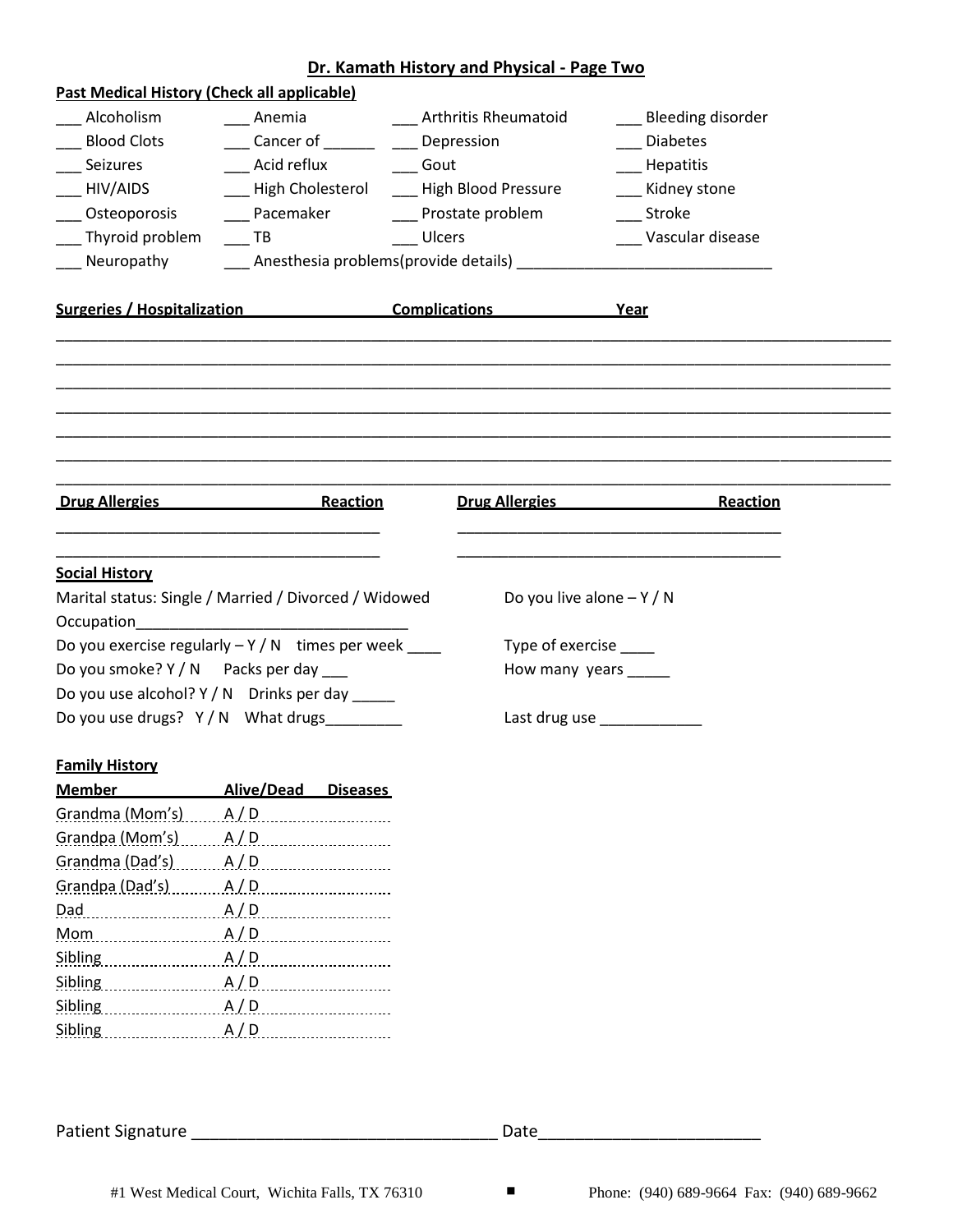# Dr. Kamath History and Physical - Page Two

**Past Medical History (Check all applicable)**

| | | | |
|---|---|---|---|
| ___ Alcoholism | ___ Anemia | ___ Arthritis Rheumatoid | ___ Bleeding disorder |
| ___ Blood Clots | ___ Cancer of ______ | ___ Depression | ___ Diabetes |
| ___ Seizures | ___ Acid reflux | ___ Gout | ___ Hepatitis |
| ___ HIV/AIDS | ___ High Cholesterol | ___ High Blood Pressure | ___ Kidney stone |
| ___ Osteoporosis | ___ Pacemaker | ___ Prostate problem | ___ Stroke |
| ___ Thyroid problem | ___ TB | ___ Ulcers | ___ Vascular disease |
| ___ Neuropathy | ___ Anesthesia problems(provide details) ______________________________ | | |

**Surgeries / Hospitalization** **Complications** **Year**

___________________________________________________________________________________________

___________________________________________________________________________________________

___________________________________________________________________________________________

___________________________________________________________________________________________

___________________________________________________________________________________________

___________________________________________________________________________________________

___________________________________________________________________________________________

| Drug Allergies | Reaction | Drug Allergies | Reaction |
|---|---|---|---|
| | | | |
| | | | |

**Social History**

Marital status: Single / Married / Divorced / Widowed    Do you live alone – Y / N

Occupation________________________________

Do you exercise regularly – Y / N times per week ____    Type of exercise ____

Do you smoke? Y / N Packs per day ___    How many years _____

Do you use alcohol? Y / N Drinks per day _____

Do you use drugs? Y / N What drugs_________    Last drug use ____________

**Family History**

| Member | Alive/Dead | Diseases |
|---|---|---|
| Grandma (Mom's) | A / D | |
| Grandpa (Mom's) | A / D | |
| Grandma (Dad's) | A / D | |
| Grandpa (Dad's) | A / D | |
| Dad | A / D | |
| Mom | A / D | |
| Sibling | A / D | |
| Sibling | A / D | |
| Sibling | A / D | |
| Sibling | A / D | |

Patient Signature _________________________________ Date________________________

#1 West Medical Court, Wichita Falls, TX 76310 ■ Phone: (940) 689-9664 Fax: (940) 689-9662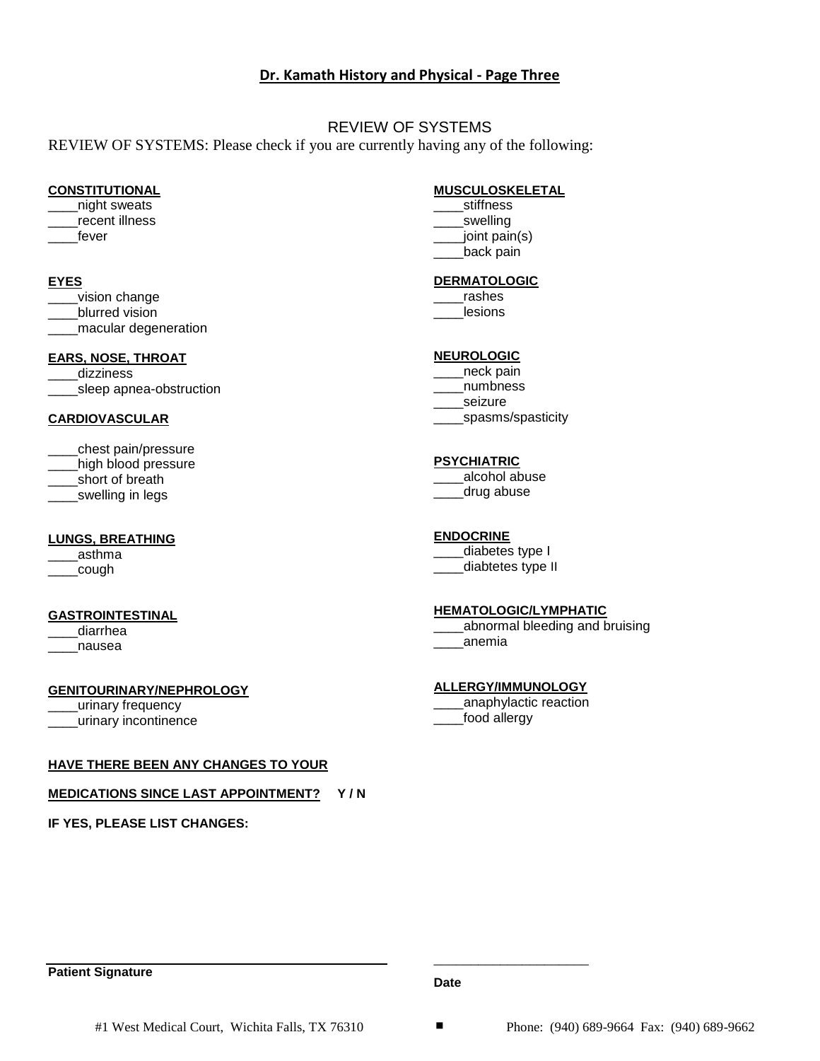## Dr. Kamath History and Physical - Page Three

### REVIEW OF SYSTEMS

REVIEW OF SYSTEMS: Please check if you are currently having any of the following:

**CONSTITUTIONAL**

____night sweats
____recent illness
____fever

**EYES**

____vision change
____blurred vision
____macular degeneration

**EARS, NOSE, THROAT**

____dizziness
____sleep apnea-obstruction

**CARDIOVASCULAR**

____chest pain/pressure
____high blood pressure
____short of breath
____swelling in legs

**LUNGS, BREATHING**

____asthma
____cough

**GASTROINTESTINAL**

____diarrhea
____nausea

**GENITOURINARY/NEPHROLOGY**

____urinary frequency
____urinary incontinence

**MUSCULOSKELETAL**

____stiffness
____swelling
____joint pain(s)
____back pain

**DERMATOLOGIC**

____rashes
____lesions

**NEUROLOGIC**

____neck pain
____numbness
____seizure
____spasms/spasticity

**PSYCHIATRIC**

____alcohol abuse
____drug abuse

**ENDOCRINE**

____diabetes type I
____diabtetes type II

**HEMATOLOGIC/LYMPHATIC**

____abnormal bleeding and bruising
____anemia

**ALLERGY/IMMUNOLOGY**

____anaphylactic reaction
____food allergy

**HAVE THERE BEEN ANY CHANGES TO YOUR**

**MEDICATIONS SINCE LAST APPOINTMENT? Y / N**

**IF YES, PLEASE LIST CHANGES:**

______________________________________________
**Patient Signature**

______________________
**Date**

#1 West Medical Court, Wichita Falls, TX 76310 ■ Phone: (940) 689-9664 Fax: (940) 689-9662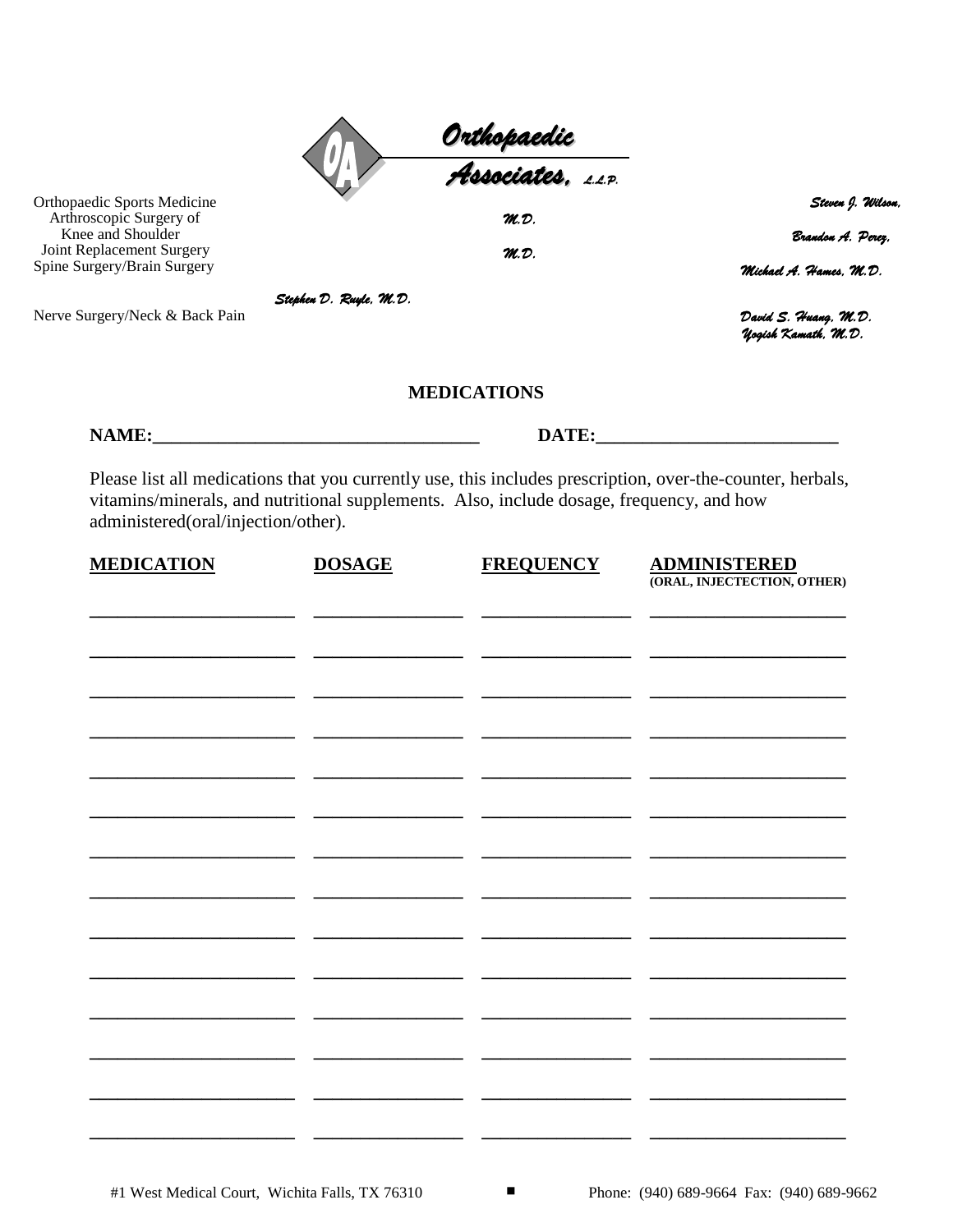**Orthopaedic Associates, L.L.P.**

Orthopaedic Sports Medicine
Arthroscopic Surgery of Knee and Shoulder
Joint Replacement Surgery
Spine Surgery/Brain Surgery
Nerve Surgery/Neck & Back Pain

*Steven J. Wilson, M.D.*
*Brandon A. Perez, M.D.*
*Michael A. Hames, M.D.*
*Stephen D. Ruyle, M.D.*
*David S. Huang, M.D.*
*Yogish Kamath, M.D.*

## MEDICATIONS

**NAME:\_\_\_\_\_\_\_\_\_\_\_\_\_\_\_\_\_\_\_\_\_\_\_\_\_\_\_\_\_\_\_\_\_\_\_ DATE:\_\_\_\_\_\_\_\_\_\_\_\_\_\_\_\_\_\_\_\_\_\_\_\_\_\_**

Please list all medications that you currently use, this includes prescription, over-the-counter, herbals, vitamins/minerals, and nutritional supplements. Also, include dosage, frequency, and how administered(oral/injection/other).

| MEDICATION | DOSAGE | FREQUENCY | ADMINISTERED (ORAL, INJECTECTION, OTHER) |
|---|---|---|---|
| | | | |
| | | | |
| | | | |
| | | | |
| | | | |
| | | | |
| | | | |
| | | | |
| | | | |
| | | | |
| | | | |
| | | | |
| | | | |
| | | | |

#1 West Medical Court, Wichita Falls, TX 76310 ■ Phone: (940) 689-9664 Fax: (940) 689-9662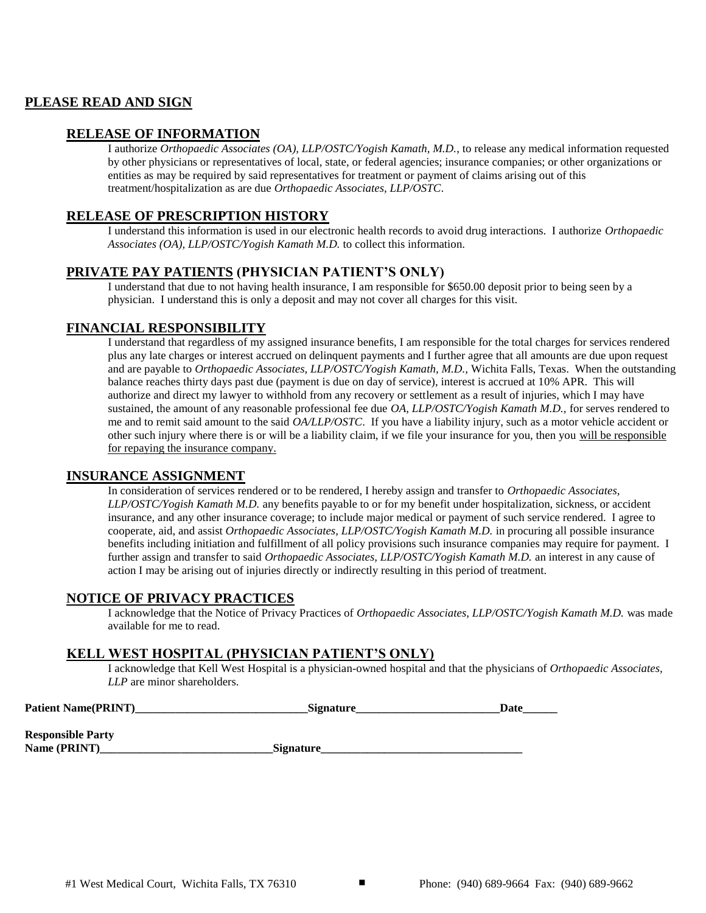## PLEASE READ AND SIGN

### RELEASE OF INFORMATION

I authorize *Orthopaedic Associates (OA), LLP/OSTC/Yogish Kamath, M.D.*, to release any medical information requested by other physicians or representatives of local, state, or federal agencies; insurance companies; or other organizations or entities as may be required by said representatives for treatment or payment of claims arising out of this treatment/hospitalization as are due *Orthopaedic Associates, LLP/OSTC*.

### RELEASE OF PRESCRIPTION HISTORY

I understand this information is used in our electronic health records to avoid drug interactions. I authorize *Orthopaedic Associates (OA), LLP/OSTC/Yogish Kamath M.D.* to collect this information.

### PRIVATE PAY PATIENTS (PHYSICIAN PATIENT'S ONLY)

I understand that due to not having health insurance, I am responsible for $650.00 deposit prior to being seen by a physician. I understand this is only a deposit and may not cover all charges for this visit.

### FINANCIAL RESPONSIBILITY

I understand that regardless of my assigned insurance benefits, I am responsible for the total charges for services rendered plus any late charges or interest accrued on delinquent payments and I further agree that all amounts are due upon request and are payable to *Orthopaedic Associates, LLP/OSTC/Yogish Kamath, M.D.,* Wichita Falls, Texas. When the outstanding balance reaches thirty days past due (payment is due on day of service), interest is accrued at 10% APR. This will authorize and direct my lawyer to withhold from any recovery or settlement as a result of injuries, which I may have sustained, the amount of any reasonable professional fee due *OA, LLP/OSTC/Yogish Kamath M.D.,* for serves rendered to me and to remit said amount to the said *OA/LLP/OSTC*. If you have a liability injury, such as a motor vehicle accident or other such injury where there is or will be a liability claim, if we file your insurance for you, then you <u>will be responsible for repaying the insurance company.</u>

### INSURANCE ASSIGNMENT

In consideration of services rendered or to be rendered, I hereby assign and transfer to *Orthopaedic Associates, LLP/OSTC/Yogish Kamath M.D.* any benefits payable to or for my benefit under hospitalization, sickness, or accident insurance, and any other insurance coverage; to include major medical or payment of such service rendered. I agree to cooperate, aid, and assist *Orthopaedic Associates, LLP/OSTC/Yogish Kamath M.D.* in procuring all possible insurance benefits including initiation and fulfillment of all policy provisions such insurance companies may require for payment. I further assign and transfer to said *Orthopaedic Associates, LLP/OSTC/Yogish Kamath M.D.* an interest in any cause of action I may be arising out of injuries directly or indirectly resulting in this period of treatment.

### NOTICE OF PRIVACY PRACTICES

I acknowledge that the Notice of Privacy Practices of *Orthopaedic Associates, LLP/OSTC/Yogish Kamath M.D.* was made available for me to read.

### KELL WEST HOSPITAL (PHYSICIAN PATIENT'S ONLY)

I acknowledge that Kell West Hospital is a physician-owned hospital and that the physicians of *Orthopaedic Associates, LLP* are minor shareholders.

**Patient Name(PRINT)______________________________Signature_________________________Date______**

**Responsible Party**
**Name (PRINT)______________________________Signature___________________________________**

#1 West Medical Court, Wichita Falls, TX 76310 ■ Phone: (940) 689-9664 Fax: (940) 689-9662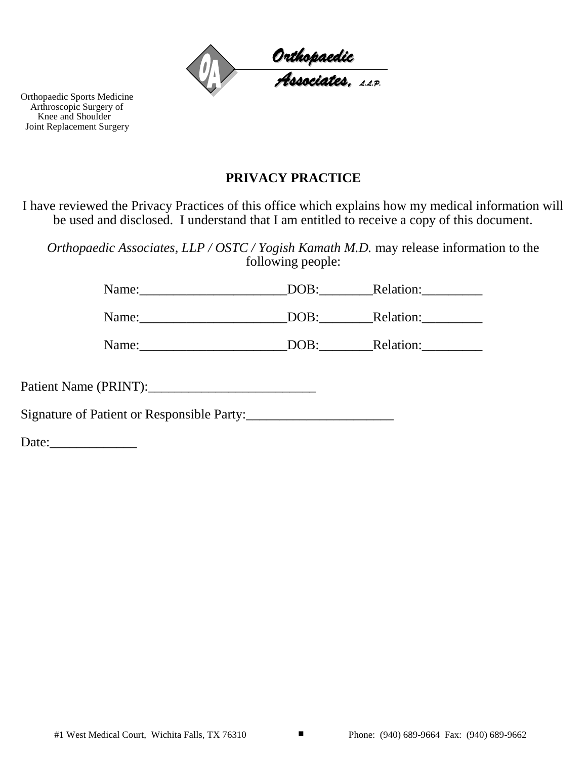Orthopaedic Associates, L.L.P.

Orthopaedic Sports Medicine
Arthroscopic Surgery of
Knee and Shoulder
Joint Replacement Surgery

## PRIVACY PRACTICE

I have reviewed the Privacy Practices of this office which explains how my medical information will be used and disclosed. I understand that I am entitled to receive a copy of this document.

*Orthopaedic Associates, LLP / OSTC / Yogish Kamath M.D.* may release information to the following people:

Name:______________________DOB:________Relation:_________

Name:______________________DOB:________Relation:_________

Name:______________________DOB:________Relation:_________

Patient Name (PRINT):_________________________

Signature of Patient or Responsible Party:______________________

Date:_____________

#1 West Medical Court, Wichita Falls, TX 76310 ■ Phone: (940) 689-9664 Fax: (940) 689-9662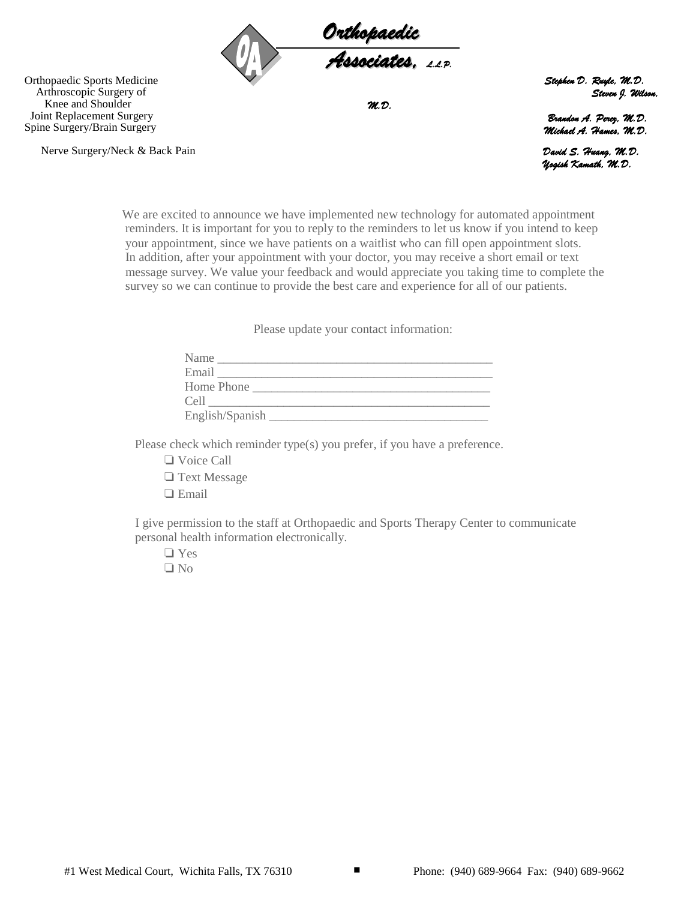# Orthopaedic Associates, L.L.P.

Orthopaedic Sports Medicine
Arthroscopic Surgery of Knee and Shoulder
Joint Replacement Surgery
Spine Surgery/Brain Surgery
Nerve Surgery/Neck & Back Pain

*Stephen D. Ruyle, M.D.*
*Steven J. Wilson, M.D.*
*Brandon A. Perez, M.D.*
*Michael A. Hames, M.D.*
*David S. Huang, M.D.*
*Yogish Kamath, M.D.*

We are excited to announce we have implemented new technology for automated appointment reminders. It is important for you to reply to the reminders to let us know if you intend to keep your appointment, since we have patients on a waitlist who can fill open appointment slots. In addition, after your appointment with your doctor, you may receive a short email or text message survey. We value your feedback and would appreciate you taking time to complete the survey so we can continue to provide the best care and experience for all of our patients.

Please update your contact information:

Name ____________________________________________
Email ____________________________________________
Home Phone ______________________________________
Cell _____________________________________________
English/Spanish ___________________________________

Please check which reminder type(s) you prefer, if you have a preference.

- ❑ Voice Call
- ❑ Text Message
- ❑ Email

I give permission to the staff at Orthopaedic and Sports Therapy Center to communicate personal health information electronically.

- ❑ Yes
- ❑ No

#1 West Medical Court, Wichita Falls, TX 76310 ■ Phone: (940) 689-9664 Fax: (940) 689-9662